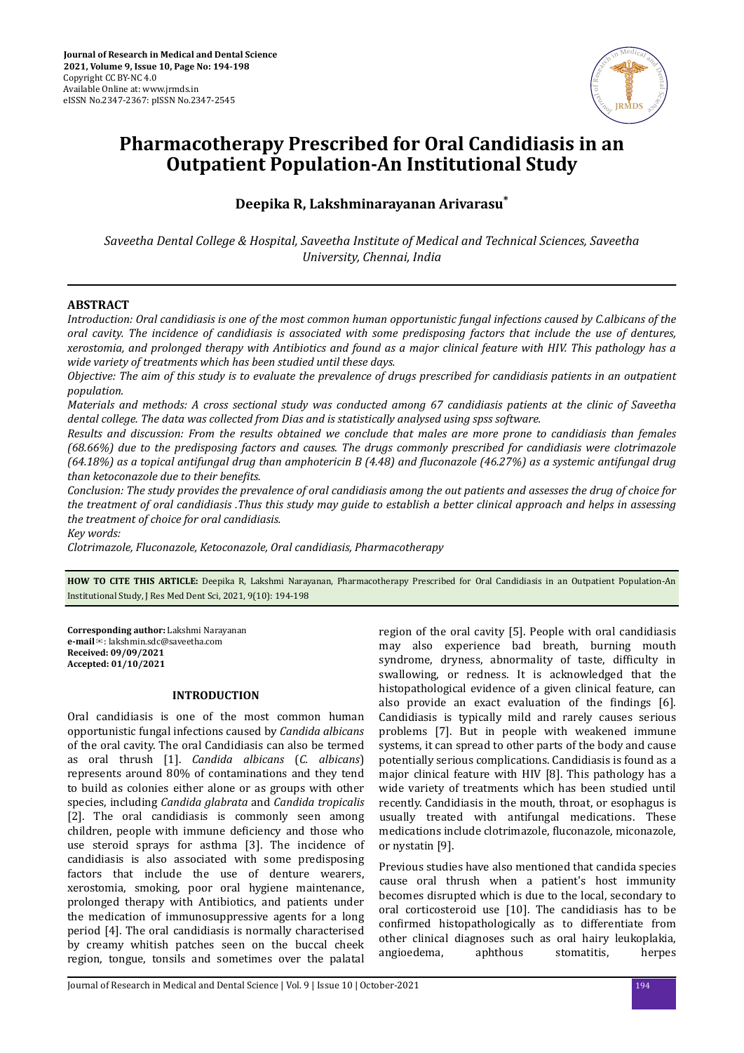# Pharmacotherapy Prescribed for Oral Candidiasis in an Outpatient Population-An Institutional Study

**Deepika R, Lakshminarayanan Arivarasu***

*Saveetha Dental College & Hospital, Saveetha Institute of Medical and Technical Sciences, Saveetha University, Chennai, India*

## ABSTRACT

*Introduction: Oral candidiasis is one of the most common human opportunistic fungal infections caused by C.albicans of the oral cavity. The incidence of candidiasis is associated with some predisposing factors that include the use of dentures, xerostomia, and prolonged therapy with Antibiotics and found as a major clinical feature with HIV. This pathology has a wide variety of treatments which has been studied until these days.*

*Objective: The aim of this study is to evaluate the prevalence of drugs prescribed for candidiasis patients in an outpatient population.*

*Materials and methods: A cross sectional study was conducted among 67 candidiasis patients at the clinic of Saveetha dental college. The data was collected from Dias and is statistically analysed using spss software.*

*Results and discussion: From the results obtained we conclude that males are more prone to candidiasis than females (68.66%) due to the predisposing factors and causes. The drugs commonly prescribed for candidiasis were clotrimazole (64.18%) as a topical antifungal drug than amphotericin B (4.48) and fluconazole (46.27%) as a systemic antifungal drug than ketoconazole due to their benefits.*

*Conclusion: The study provides the prevalence of oral candidiasis among the out patients and assesses the drug of choice for the treatment of oral candidiasis .Thus this study may guide to establish a better clinical approach and helps in assessing the treatment of choice for oral candidiasis.*

*Key words:*

*Clotrimazole, Fluconazole, Ketoconazole, Oral candidiasis, Pharmacotherapy*

**HOW TO CITE THIS ARTICLE:** Deepika R, Lakshmi Narayanan, Pharmacotherapy Prescribed for Oral Candidiasis in an Outpatient Population-An Institutional Study, J Res Med Dent Sci, 2021, 9(10): 194-198

**Corresponding author:** Lakshmi Narayanan
**e-mail**: lakshmin.sdc@saveetha.com
**Received: 09/09/2021**
**Accepted: 01/10/2021**

## INTRODUCTION

Oral candidiasis is one of the most common human opportunistic fungal infections caused by *Candida albicans* of the oral cavity. The oral Candidiasis can also be termed as oral thrush [1]. *Candida albicans* (*C. albicans*) represents around 80% of contaminations and they tend to build as colonies either alone or as groups with other species, including *Candida glabrata* and *Candida tropicalis* [2]. The oral candidiasis is commonly seen among children, people with immune deficiency and those who use steroid sprays for asthma [3]. The incidence of candidiasis is also associated with some predisposing factors that include the use of denture wearers, xerostomia, smoking, poor oral hygiene maintenance, prolonged therapy with Antibiotics, and patients under the medication of immunosuppressive agents for a long period [4]. The oral candidiasis is normally characterised by creamy whitish patches seen on the buccal cheek region, tongue, tonsils and sometimes over the palatal region of the oral cavity [5]. People with oral candidiasis may also experience bad breath, burning mouth syndrome, dryness, abnormality of taste, difficulty in swallowing, or redness. It is acknowledged that the histopathological evidence of a given clinical feature, can also provide an exact evaluation of the findings [6]. Candidiasis is typically mild and rarely causes serious problems [7]. But in people with weakened immune systems, it can spread to other parts of the body and cause potentially serious complications. Candidiasis is found as a major clinical feature with HIV [8]. This pathology has a wide variety of treatments which has been studied until recently. Candidiasis in the mouth, throat, or esophagus is usually treated with antifungal medications. These medications include clotrimazole, fluconazole, miconazole, or nystatin [9].

Previous studies have also mentioned that candida species cause oral thrush when a patient's host immunity becomes disrupted which is due to the local, secondary to oral corticosteroid use [10]. The candidiasis has to be confirmed histopathologically as to differentiate from other clinical diagnoses such as oral hairy leukoplakia, angioedema, aphthous stomatitis, herpes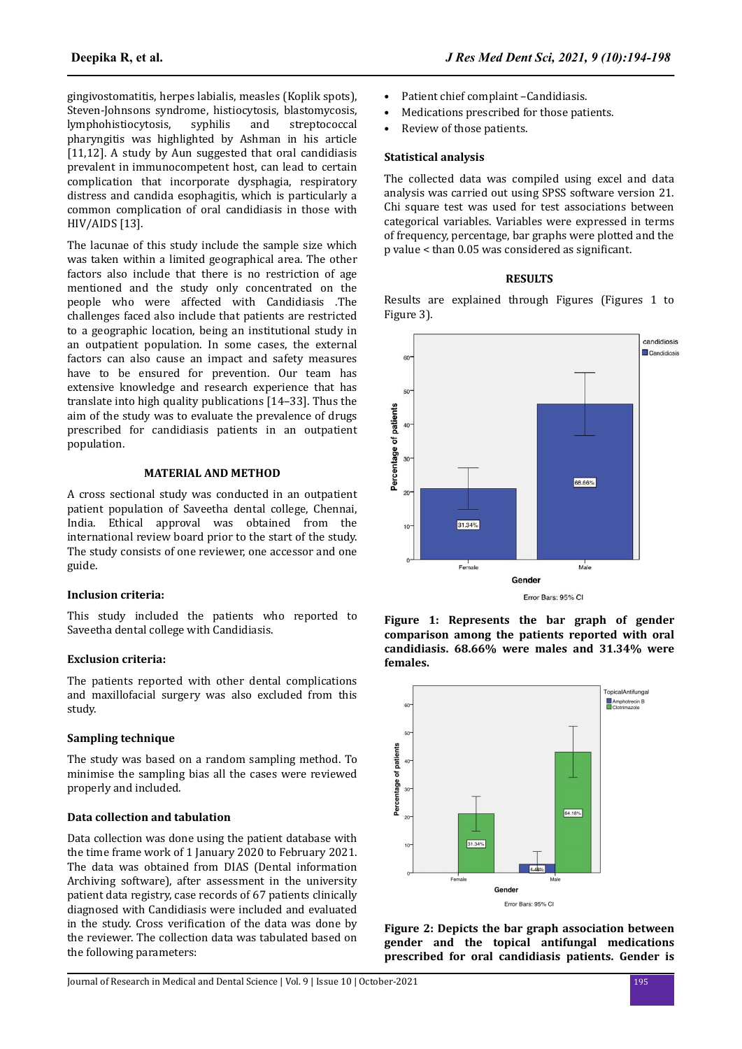gingivostomatitis, herpes labialis, measles (Koplik spots), Steven-Johnsons syndrome, histiocytosis, blastomycosis, lymphohistiocytosis, syphilis and streptococcal pharyngitis was highlighted by Ashman in his article [11,12]. A study by Aun suggested that oral candidiasis prevalent in immunocompetent host, can lead to certain complication that incorporate dysphagia, respiratory distress and candida esophagitis, which is particularly a common complication of oral candidiasis in those with HIV/AIDS [13].

The lacunae of this study include the sample size which was taken within a limited geographical area. The other factors also include that there is no restriction of age mentioned and the study only concentrated on the people who were affected with Candidiasis .The challenges faced also include that patients are restricted to a geographic location, being an institutional study in an outpatient population. In some cases, the external factors can also cause an impact and safety measures have to be ensured for prevention. Our team has extensive knowledge and research experience that has translate into high quality publications [14–33]. Thus the aim of the study was to evaluate the prevalence of drugs prescribed for candidiasis patients in an outpatient population.

## MATERIAL AND METHOD

A cross sectional study was conducted in an outpatient patient population of Saveetha dental college, Chennai, India. Ethical approval was obtained from the international review board prior to the start of the study. The study consists of one reviewer, one accessor and one guide.

### Inclusion criteria:

This study included the patients who reported to Saveetha dental college with Candidiasis.

### Exclusion criteria:

The patients reported with other dental complications and maxillofacial surgery was also excluded from this study.

### Sampling technique

The study was based on a random sampling method. To minimise the sampling bias all the cases were reviewed properly and included.

### Data collection and tabulation

Data collection was done using the patient database with the time frame work of 1 January 2020 to February 2021. The data was obtained from DIAS (Dental information Archiving software), after assessment in the university patient data registry, case records of 67 patients clinically diagnosed with Candidiasis were included and evaluated in the study. Cross verification of the data was done by the reviewer. The collection data was tabulated based on the following parameters:

- Patient chief complaint –Candidiasis.
- Medications prescribed for those patients.
- Review of those patients.

### Statistical analysis

The collected data was compiled using excel and data analysis was carried out using SPSS software version 21. Chi square test was used for test associations between categorical variables. Variables were expressed in terms of frequency, percentage, bar graphs were plotted and the p value < than 0.05 was considered as significant.

## RESULTS

Results are explained through Figures (Figures 1 to Figure 3).

**Figure 1: Represents the bar graph of gender comparison among the patients reported with oral candidiasis. 68.66% were males and 31.34% were females.**

**Figure 2: Depicts the bar graph association between gender and the topical antifungal medications prescribed for oral candidiasis patients. Gender is**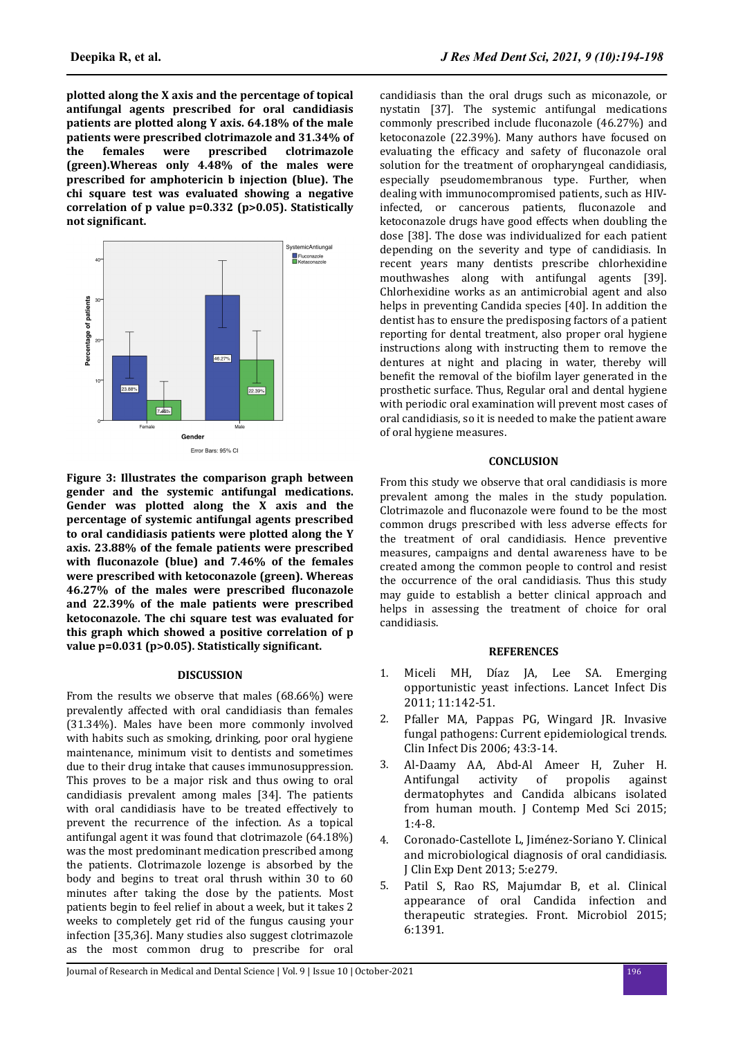**plotted along the X axis and the percentage of topical antifungal agents prescribed for oral candidiasis patients are plotted along Y axis. 64.18% of the male patients were prescribed clotrimazole and 31.34% of the females were prescribed clotrimazole (green).Whereas only 4.48% of the males were prescribed for amphotericin b injection (blue). The chi square test was evaluated showing a negative correlation of p value p=0.332 (p>0.05). Statistically not significant.**

**Figure 3: Illustrates the comparison graph between gender and the systemic antifungal medications. Gender was plotted along the X axis and the percentage of systemic antifungal agents prescribed to oral candidiasis patients were plotted along the Y axis. 23.88% of the female patients were prescribed with fluconazole (blue) and 7.46% of the females were prescribed with ketoconazole (green). Whereas 46.27% of the males were prescribed fluconazole and 22.39% of the male patients were prescribed ketoconazole. The chi square test was evaluated for this graph which showed a positive correlation of p value p=0.031 (p>0.05). Statistically significant.**

## DISCUSSION

From the results we observe that males (68.66%) were prevalently affected with oral candidiasis than females (31.34%). Males have been more commonly involved with habits such as smoking, drinking, poor oral hygiene maintenance, minimum visit to dentists and sometimes due to their drug intake that causes immunosuppression. This proves to be a major risk and thus owing to oral candidiasis prevalent among males [34]. The patients with oral candidiasis have to be treated effectively to prevent the recurrence of the infection. As a topical antifungal agent it was found that clotrimazole (64.18%) was the most predominant medication prescribed among the patients. Clotrimazole lozenge is absorbed by the body and begins to treat oral thrush within 30 to 60 minutes after taking the dose by the patients. Most patients begin to feel relief in about a week, but it takes 2 weeks to completely get rid of the fungus causing your infection [35,36]. Many studies also suggest clotrimazole as the most common drug to prescribe for oral candidiasis than the oral drugs such as miconazole, or nystatin [37]. The systemic antifungal medications commonly prescribed include fluconazole (46.27%) and ketoconazole (22.39%). Many authors have focused on evaluating the efficacy and safety of fluconazole oral solution for the treatment of oropharyngeal candidiasis, especially pseudomembranous type. Further, when dealing with immunocompromised patients, such as HIV-infected, or cancerous patients, fluconazole and ketoconazole drugs have good effects when doubling the dose [38]. The dose was individualized for each patient depending on the severity and type of candidiasis. In recent years many dentists prescribe chlorhexidine mouthwashes along with antifungal agents [39]. Chlorhexidine works as an antimicrobial agent and also helps in preventing Candida species [40]. In addition the dentist has to ensure the predisposing factors of a patient reporting for dental treatment, also proper oral hygiene instructions along with instructing them to remove the dentures at night and placing in water, thereby will benefit the removal of the biofilm layer generated in the prosthetic surface. Thus, Regular oral and dental hygiene with periodic oral examination will prevent most cases of oral candidiasis, so it is needed to make the patient aware of oral hygiene measures.

## CONCLUSION

From this study we observe that oral candidiasis is more prevalent among the males in the study population. Clotrimazole and fluconazole were found to be the most common drugs prescribed with less adverse effects for the treatment of oral candidiasis. Hence preventive measures, campaigns and dental awareness have to be created among the common people to control and resist the occurrence of the oral candidiasis. Thus this study may guide to establish a better clinical approach and helps in assessing the treatment of choice for oral candidiasis.

## REFERENCES

1. Miceli MH, Díaz JA, Lee SA. Emerging opportunistic yeast infections. Lancet Infect Dis 2011; 11:142-51.
2. Pfaller MA, Pappas PG, Wingard JR. Invasive fungal pathogens: Current epidemiological trends. Clin Infect Dis 2006; 43:3-14.
3. Al-Daamy AA, Abd-Al Ameer H, Zuher H. Antifungal activity of propolis against dermatophytes and Candida albicans isolated from human mouth. J Contemp Med Sci 2015; 1:4-8.
4. Coronado-Castellote L, Jiménez-Soriano Y. Clinical and microbiological diagnosis of oral candidiasis. J Clin Exp Dent 2013; 5:e279.
5. Patil S, Rao RS, Majumdar B, et al. Clinical appearance of oral Candida infection and therapeutic strategies. Front. Microbiol 2015; 6:1391.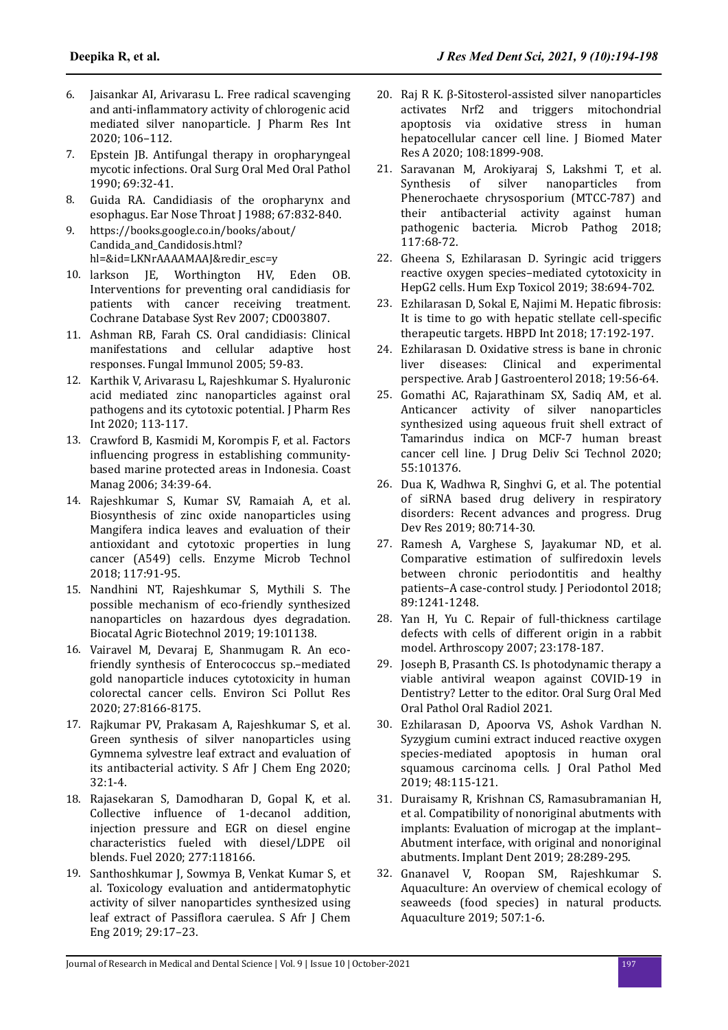6. Jaisankar AI, Arivarasu L. Free radical scavenging and anti-inflammatory activity of chlorogenic acid mediated silver nanoparticle. J Pharm Res Int 2020; 106–112.
7. Epstein JB. Antifungal therapy in oropharyngeal mycotic infections. Oral Surg Oral Med Oral Pathol 1990; 69:32-41.
8. Guida RA. Candidiasis of the oropharynx and esophagus. Ear Nose Throat J 1988; 67:832-840.
9. https://books.google.co.in/books/about/Candida_and_Candidosis.html?hl=&id=LKNrAAAAMAAJ&redir_esc=y
10. larkson JE, Worthington HV, Eden OB. Interventions for preventing oral candidiasis for patients with cancer receiving treatment. Cochrane Database Syst Rev 2007; CD003807.
11. Ashman RB, Farah CS. Oral candidiasis: Clinical manifestations and cellular adaptive host responses. Fungal Immunol 2005; 59-83.
12. Karthik V, Arivarasu L, Rajeshkumar S. Hyaluronic acid mediated zinc nanoparticles against oral pathogens and its cytotoxic potential. J Pharm Res Int 2020; 113-117.
13. Crawford B, Kasmidi M, Korompis F, et al. Factors influencing progress in establishing community-based marine protected areas in Indonesia. Coast Manag 2006; 34:39-64.
14. Rajeshkumar S, Kumar SV, Ramaiah A, et al. Biosynthesis of zinc oxide nanoparticles using Mangifera indica leaves and evaluation of their antioxidant and cytotoxic properties in lung cancer (A549) cells. Enzyme Microb Technol 2018; 117:91-95.
15. Nandhini NT, Rajeshkumar S, Mythili S. The possible mechanism of eco-friendly synthesized nanoparticles on hazardous dyes degradation. Biocatal Agric Biotechnol 2019; 19:101138.
16. Vairavel M, Devaraj E, Shanmugam R. An eco-friendly synthesis of Enterococcus sp.–mediated gold nanoparticle induces cytotoxicity in human colorectal cancer cells. Environ Sci Pollut Res 2020; 27:8166-8175.
17. Rajkumar PV, Prakasam A, Rajeshkumar S, et al. Green synthesis of silver nanoparticles using Gymnema sylvestre leaf extract and evaluation of its antibacterial activity. S Afr J Chem Eng 2020; 32:1-4.
18. Rajasekaran S, Damodharan D, Gopal K, et al. Collective influence of 1-decanol addition, injection pressure and EGR on diesel engine characteristics fueled with diesel/LDPE oil blends. Fuel 2020; 277:118166.
19. Santhoshkumar J, Sowmya B, Venkat Kumar S, et al. Toxicology evaluation and antidermatophytic activity of silver nanoparticles synthesized using leaf extract of Passiflora caerulea. S Afr J Chem Eng 2019; 29:17–23.
20. Raj R K. β-Sitosterol-assisted silver nanoparticles activates Nrf2 and triggers mitochondrial apoptosis via oxidative stress in human hepatocellular cancer cell line. J Biomed Mater Res A 2020; 108:1899-908.
21. Saravanan M, Arokiyaraj S, Lakshmi T, et al. Synthesis of silver nanoparticles from Phenerochaete chrysosporium (MTCC-787) and their antibacterial activity against human pathogenic bacteria. Microb Pathog 2018; 117:68-72.
22. Gheena S, Ezhilarasan D. Syringic acid triggers reactive oxygen species–mediated cytotoxicity in HepG2 cells. Hum Exp Toxicol 2019; 38:694-702.
23. Ezhilarasan D, Sokal E, Najimi M. Hepatic fibrosis: It is time to go with hepatic stellate cell-specific therapeutic targets. HBPD Int 2018; 17:192-197.
24. Ezhilarasan D. Oxidative stress is bane in chronic liver diseases: Clinical and experimental perspective. Arab J Gastroenterol 2018; 19:56-64.
25. Gomathi AC, Rajarathinam SX, Sadiq AM, et al. Anticancer activity of silver nanoparticles synthesized using aqueous fruit shell extract of Tamarindus indica on MCF-7 human breast cancer cell line. J Drug Deliv Sci Technol 2020; 55:101376.
26. Dua K, Wadhwa R, Singhvi G, et al. The potential of siRNA based drug delivery in respiratory disorders: Recent advances and progress. Drug Dev Res 2019; 80:714-30.
27. Ramesh A, Varghese S, Jayakumar ND, et al. Comparative estimation of sulfiredoxin levels between chronic periodontitis and healthy patients–A case-control study. J Periodontol 2018; 89:1241-1248.
28. Yan H, Yu C. Repair of full-thickness cartilage defects with cells of different origin in a rabbit model. Arthroscopy 2007; 23:178-187.
29. Joseph B, Prasanth CS. Is photodynamic therapy a viable antiviral weapon against COVID-19 in Dentistry? Letter to the editor. Oral Surg Oral Med Oral Pathol Oral Radiol 2021.
30. Ezhilarasan D, Apoorva VS, Ashok Vardhan N. Syzygium cumini extract induced reactive oxygen species-mediated apoptosis in human oral squamous carcinoma cells. J Oral Pathol Med 2019; 48:115-121.
31. Duraisamy R, Krishnan CS, Ramasubramanian H, et al. Compatibility of nonoriginal abutments with implants: Evaluation of microgap at the implant–Abutment interface, with original and nonoriginal abutments. Implant Dent 2019; 28:289-295.
32. Gnanavel V, Roopan SM, Rajeshkumar S. Aquaculture: An overview of chemical ecology of seaweeds (food species) in natural products. Aquaculture 2019; 507:1-6.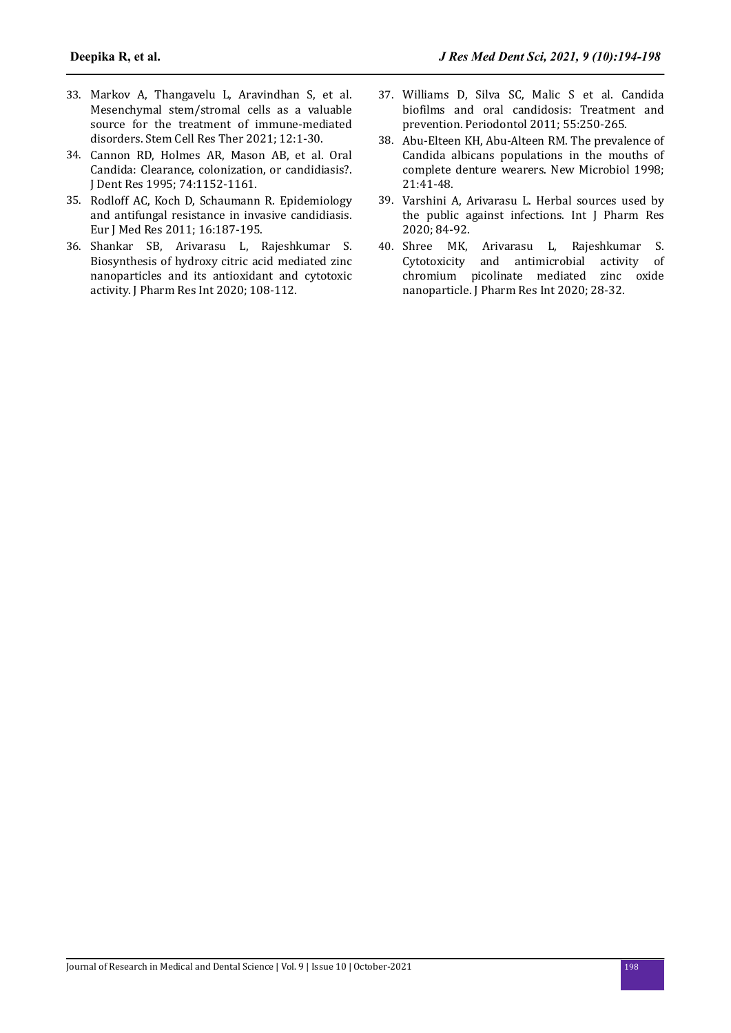33. Markov A, Thangavelu L, Aravindhan S, et al. Mesenchymal stem/stromal cells as a valuable source for the treatment of immune-mediated disorders. Stem Cell Res Ther 2021; 12:1-30.
34. Cannon RD, Holmes AR, Mason AB, et al. Oral Candida: Clearance, colonization, or candidiasis?. J Dent Res 1995; 74:1152-1161.
35. Rodloff AC, Koch D, Schaumann R. Epidemiology and antifungal resistance in invasive candidiasis. Eur J Med Res 2011; 16:187-195.
36. Shankar SB, Arivarasu L, Rajeshkumar S. Biosynthesis of hydroxy citric acid mediated zinc nanoparticles and its antioxidant and cytotoxic activity. J Pharm Res Int 2020; 108-112.
37. Williams D, Silva SC, Malic S et al. Candida biofilms and oral candidosis: Treatment and prevention. Periodontol 2011; 55:250-265.
38. Abu-Elteen KH, Abu-Alteen RM. The prevalence of Candida albicans populations in the mouths of complete denture wearers. New Microbiol 1998; 21:41-48.
39. Varshini A, Arivarasu L. Herbal sources used by the public against infections. Int J Pharm Res 2020; 84-92.
40. Shree MK, Arivarasu L, Rajeshkumar S. Cytotoxicity and antimicrobial activity of chromium picolinate mediated zinc oxide nanoparticle. J Pharm Res Int 2020; 28-32.